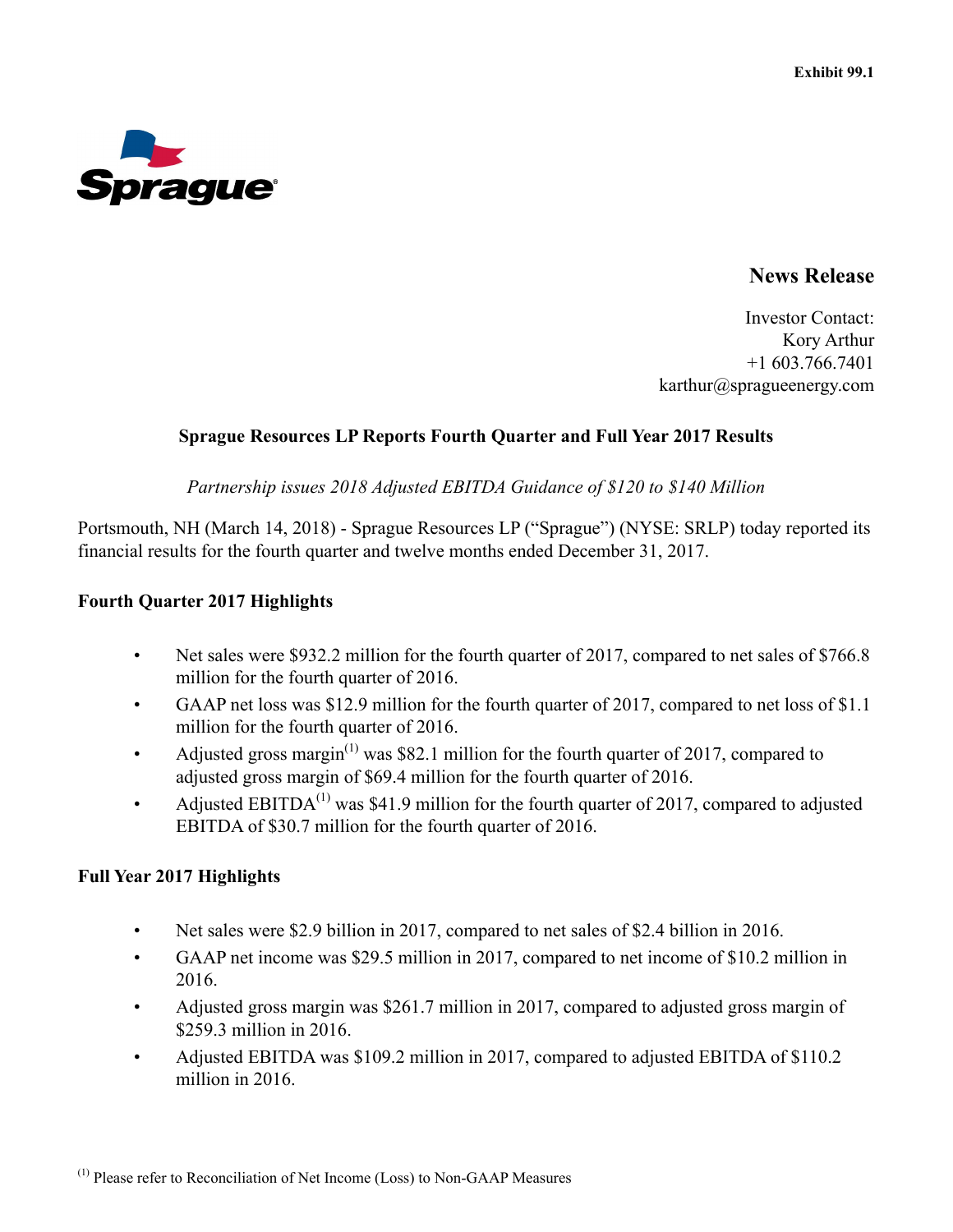Exhibit 99.1

Sprague

## News Release

Investor Contact:
Kory Arthur
+1 603.766.7401
karthur@spragueenergy.com

### Sprague Resources LP Reports Fourth Quarter and Full Year 2017 Results

*Partnership issues 2018 Adjusted EBITDA Guidance of $120 to $140 Million*

Portsmouth, NH (March 14, 2018) - Sprague Resources LP ("Sprague") (NYSE: SRLP) today reported its financial results for the fourth quarter and twelve months ended December 31, 2017.

**Fourth Quarter 2017 Highlights**

- Net sales were $932.2 million for the fourth quarter of 2017, compared to net sales of $766.8 million for the fourth quarter of 2016.
- GAAP net loss was $12.9 million for the fourth quarter of 2017, compared to net loss of $1.1 million for the fourth quarter of 2016.
- Adjusted gross margin[(1)] was $82.1 million for the fourth quarter of 2017, compared to adjusted gross margin of $69.4 million for the fourth quarter of 2016.
- Adjusted EBITDA[(1)] was $41.9 million for the fourth quarter of 2017, compared to adjusted EBITDA of $30.7 million for the fourth quarter of 2016.

**Full Year 2017 Highlights**

- Net sales were $2.9 billion in 2017, compared to net sales of $2.4 billion in 2016.
- GAAP net income was $29.5 million in 2017, compared to net income of $10.2 million in 2016.
- Adjusted gross margin was $261.7 million in 2017, compared to adjusted gross margin of $259.3 million in 2016.
- Adjusted EBITDA was $109.2 million in 2017, compared to adjusted EBITDA of $110.2 million in 2016.

[(1)] Please refer to Reconciliation of Net Income (Loss) to Non-GAAP Measures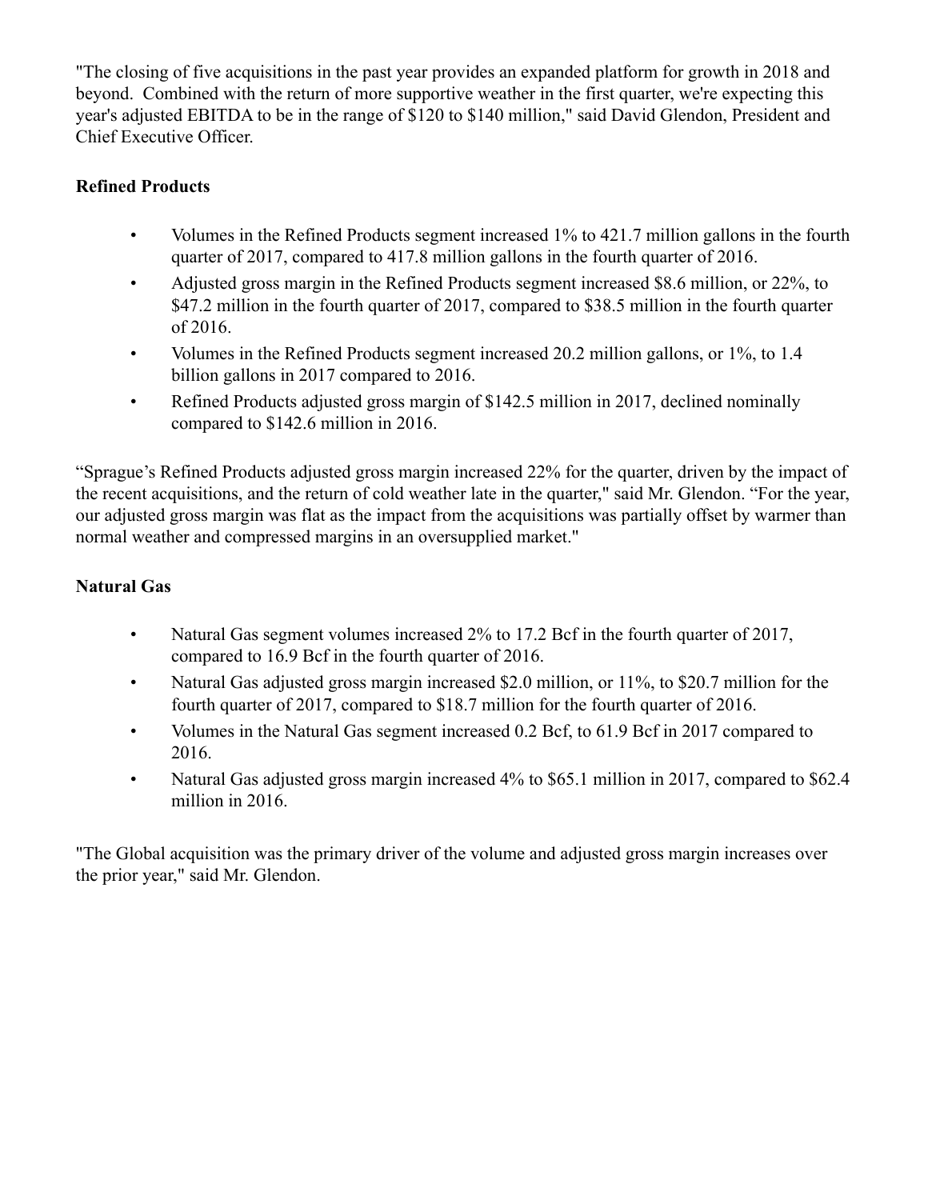"The closing of five acquisitions in the past year provides an expanded platform for growth in 2018 and beyond. Combined with the return of more supportive weather in the first quarter, we're expecting this year's adjusted EBITDA to be in the range of $120 to $140 million," said David Glendon, President and Chief Executive Officer.

**Refined Products**

- Volumes in the Refined Products segment increased 1% to 421.7 million gallons in the fourth quarter of 2017, compared to 417.8 million gallons in the fourth quarter of 2016.
- Adjusted gross margin in the Refined Products segment increased $8.6 million, or 22%, to $47.2 million in the fourth quarter of 2017, compared to $38.5 million in the fourth quarter of 2016.
- Volumes in the Refined Products segment increased 20.2 million gallons, or 1%, to 1.4 billion gallons in 2017 compared to 2016.
- Refined Products adjusted gross margin of $142.5 million in 2017, declined nominally compared to $142.6 million in 2016.

"Sprague's Refined Products adjusted gross margin increased 22% for the quarter, driven by the impact of the recent acquisitions, and the return of cold weather late in the quarter," said Mr. Glendon. "For the year, our adjusted gross margin was flat as the impact from the acquisitions was partially offset by warmer than normal weather and compressed margins in an oversupplied market."

**Natural Gas**

- Natural Gas segment volumes increased 2% to 17.2 Bcf in the fourth quarter of 2017, compared to 16.9 Bcf in the fourth quarter of 2016.
- Natural Gas adjusted gross margin increased $2.0 million, or 11%, to $20.7 million for the fourth quarter of 2017, compared to $18.7 million for the fourth quarter of 2016.
- Volumes in the Natural Gas segment increased 0.2 Bcf, to 61.9 Bcf in 2017 compared to 2016.
- Natural Gas adjusted gross margin increased 4% to $65.1 million in 2017, compared to $62.4 million in 2016.

"The Global acquisition was the primary driver of the volume and adjusted gross margin increases over the prior year," said Mr. Glendon.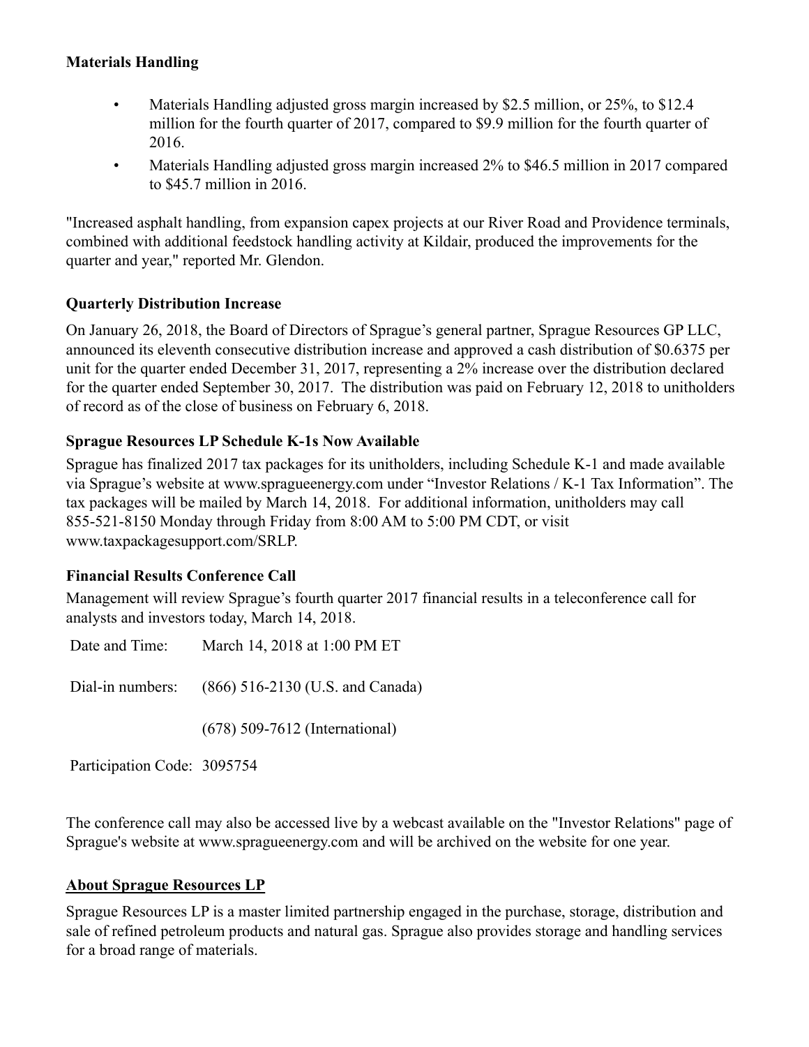**Materials Handling**

- Materials Handling adjusted gross margin increased by $2.5 million, or 25%, to $12.4 million for the fourth quarter of 2017, compared to $9.9 million for the fourth quarter of 2016.
- Materials Handling adjusted gross margin increased 2% to $46.5 million in 2017 compared to $45.7 million in 2016.

"Increased asphalt handling, from expansion capex projects at our River Road and Providence terminals, combined with additional feedstock handling activity at Kildair, produced the improvements for the quarter and year," reported Mr. Glendon.

**Quarterly Distribution Increase**

On January 26, 2018, the Board of Directors of Sprague's general partner, Sprague Resources GP LLC, announced its eleventh consecutive distribution increase and approved a cash distribution of $0.6375 per unit for the quarter ended December 31, 2017, representing a 2% increase over the distribution declared for the quarter ended September 30, 2017. The distribution was paid on February 12, 2018 to unitholders of record as of the close of business on February 6, 2018.

**Sprague Resources LP Schedule K-1s Now Available**

Sprague has finalized 2017 tax packages for its unitholders, including Schedule K-1 and made available via Sprague's website at www.spragueenergy.com under "Investor Relations / K-1 Tax Information". The tax packages will be mailed by March 14, 2018. For additional information, unitholders may call 855-521-8150 Monday through Friday from 8:00 AM to 5:00 PM CDT, or visit www.taxpackagesupport.com/SRLP.

**Financial Results Conference Call**

Management will review Sprague's fourth quarter 2017 financial results in a teleconference call for analysts and investors today, March 14, 2018.

| | |
|---|---|
| Date and Time: | March 14, 2018 at 1:00 PM ET |
| Dial-in numbers: | (866) 516-2130 (U.S. and Canada) |
| | (678) 509-7612 (International) |
| Participation Code: | 3095754 |

The conference call may also be accessed live by a webcast available on the "Investor Relations" page of Sprague's website at www.spragueenergy.com and will be archived on the website for one year.

**About Sprague Resources LP**

Sprague Resources LP is a master limited partnership engaged in the purchase, storage, distribution and sale of refined petroleum products and natural gas. Sprague also provides storage and handling services for a broad range of materials.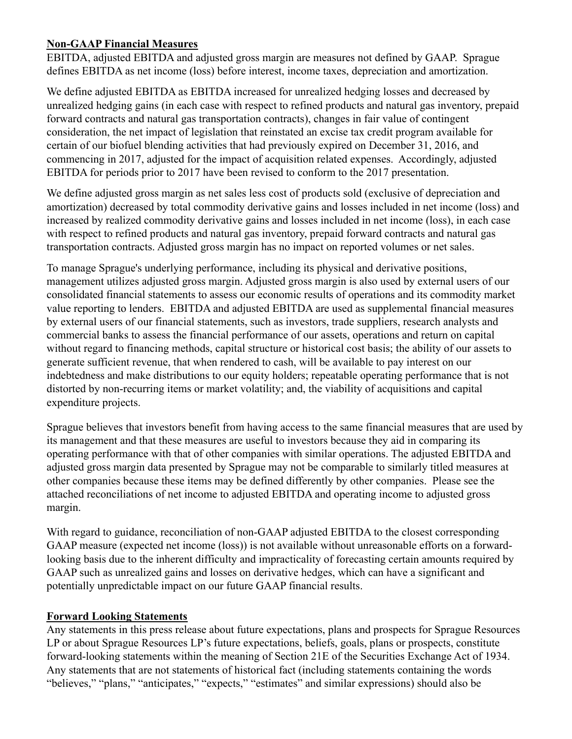**Non-GAAP Financial Measures**

EBITDA, adjusted EBITDA and adjusted gross margin are measures not defined by GAAP. Sprague defines EBITDA as net income (loss) before interest, income taxes, depreciation and amortization.

We define adjusted EBITDA as EBITDA increased for unrealized hedging losses and decreased by unrealized hedging gains (in each case with respect to refined products and natural gas inventory, prepaid forward contracts and natural gas transportation contracts), changes in fair value of contingent consideration, the net impact of legislation that reinstated an excise tax credit program available for certain of our biofuel blending activities that had previously expired on December 31, 2016, and commencing in 2017, adjusted for the impact of acquisition related expenses. Accordingly, adjusted EBITDA for periods prior to 2017 have been revised to conform to the 2017 presentation.

We define adjusted gross margin as net sales less cost of products sold (exclusive of depreciation and amortization) decreased by total commodity derivative gains and losses included in net income (loss) and increased by realized commodity derivative gains and losses included in net income (loss), in each case with respect to refined products and natural gas inventory, prepaid forward contracts and natural gas transportation contracts. Adjusted gross margin has no impact on reported volumes or net sales.

To manage Sprague's underlying performance, including its physical and derivative positions, management utilizes adjusted gross margin. Adjusted gross margin is also used by external users of our consolidated financial statements to assess our economic results of operations and its commodity market value reporting to lenders. EBITDA and adjusted EBITDA are used as supplemental financial measures by external users of our financial statements, such as investors, trade suppliers, research analysts and commercial banks to assess the financial performance of our assets, operations and return on capital without regard to financing methods, capital structure or historical cost basis; the ability of our assets to generate sufficient revenue, that when rendered to cash, will be available to pay interest on our indebtedness and make distributions to our equity holders; repeatable operating performance that is not distorted by non-recurring items or market volatility; and, the viability of acquisitions and capital expenditure projects.

Sprague believes that investors benefit from having access to the same financial measures that are used by its management and that these measures are useful to investors because they aid in comparing its operating performance with that of other companies with similar operations. The adjusted EBITDA and adjusted gross margin data presented by Sprague may not be comparable to similarly titled measures at other companies because these items may be defined differently by other companies. Please see the attached reconciliations of net income to adjusted EBITDA and operating income to adjusted gross margin.

With regard to guidance, reconciliation of non-GAAP adjusted EBITDA to the closest corresponding GAAP measure (expected net income (loss)) is not available without unreasonable efforts on a forward-looking basis due to the inherent difficulty and impracticality of forecasting certain amounts required by GAAP such as unrealized gains and losses on derivative hedges, which can have a significant and potentially unpredictable impact on our future GAAP financial results.

**Forward Looking Statements**

Any statements in this press release about future expectations, plans and prospects for Sprague Resources LP or about Sprague Resources LP's future expectations, beliefs, goals, plans or prospects, constitute forward-looking statements within the meaning of Section 21E of the Securities Exchange Act of 1934. Any statements that are not statements of historical fact (including statements containing the words "believes," "plans," "anticipates," "expects," "estimates" and similar expressions) should also be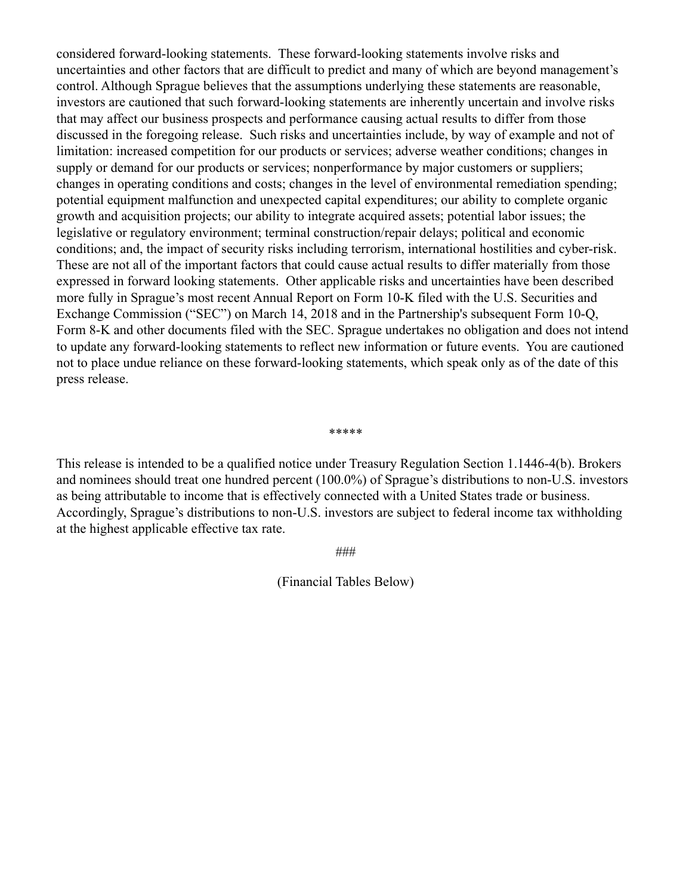considered forward-looking statements. These forward-looking statements involve risks and uncertainties and other factors that are difficult to predict and many of which are beyond management's control. Although Sprague believes that the assumptions underlying these statements are reasonable, investors are cautioned that such forward-looking statements are inherently uncertain and involve risks that may affect our business prospects and performance causing actual results to differ from those discussed in the foregoing release. Such risks and uncertainties include, by way of example and not of limitation: increased competition for our products or services; adverse weather conditions; changes in supply or demand for our products or services; nonperformance by major customers or suppliers; changes in operating conditions and costs; changes in the level of environmental remediation spending; potential equipment malfunction and unexpected capital expenditures; our ability to complete organic growth and acquisition projects; our ability to integrate acquired assets; potential labor issues; the legislative or regulatory environment; terminal construction/repair delays; political and economic conditions; and, the impact of security risks including terrorism, international hostilities and cyber-risk. These are not all of the important factors that could cause actual results to differ materially from those expressed in forward looking statements. Other applicable risks and uncertainties have been described more fully in Sprague's most recent Annual Report on Form 10-K filed with the U.S. Securities and Exchange Commission ("SEC") on March 14, 2018 and in the Partnership's subsequent Form 10-Q, Form 8-K and other documents filed with the SEC. Sprague undertakes no obligation and does not intend to update any forward-looking statements to reflect new information or future events. You are cautioned not to place undue reliance on these forward-looking statements, which speak only as of the date of this press release.

*****

This release is intended to be a qualified notice under Treasury Regulation Section 1.1446-4(b). Brokers and nominees should treat one hundred percent (100.0%) of Sprague's distributions to non-U.S. investors as being attributable to income that is effectively connected with a United States trade or business. Accordingly, Sprague's distributions to non-U.S. investors are subject to federal income tax withholding at the highest applicable effective tax rate.

###

(Financial Tables Below)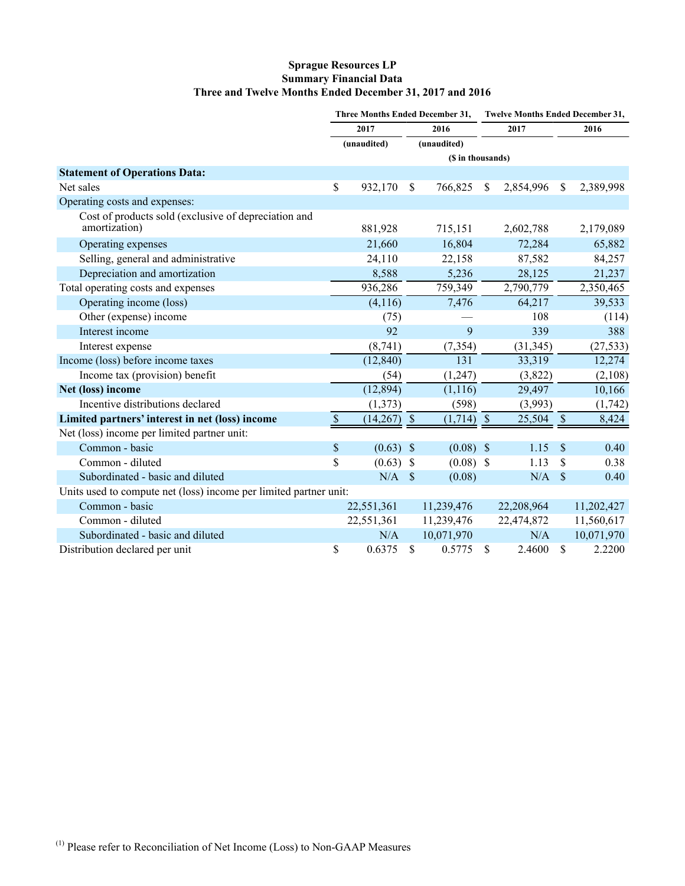# Sprague Resources LP
## Summary Financial Data
### Three and Twelve Months Ended December 31, 2017 and 2016

| | Three Months Ended December 31, | | Twelve Months Ended December 31, | |
|---|---|---|---|---|
| | 2017 | 2016 | 2017 | 2016 |
| | (unaudited) | (unaudited) | | |
| | ($ in thousands) | | | |
| **Statement of Operations Data:** | | | | |
| Net sales | $ 932,170 | $ 766,825 | $ 2,854,996 | $ 2,389,998 |
| Operating costs and expenses: | | | | |
| Cost of products sold (exclusive of depreciation and amortization) | 881,928 | 715,151 | 2,602,788 | 2,179,089 |
| Operating expenses | 21,660 | 16,804 | 72,284 | 65,882 |
| Selling, general and administrative | 24,110 | 22,158 | 87,582 | 84,257 |
| Depreciation and amortization | 8,588 | 5,236 | 28,125 | 21,237 |
| Total operating costs and expenses | 936,286 | 759,349 | 2,790,779 | 2,350,465 |
| Operating income (loss) | (4,116) | 7,476 | 64,217 | 39,533 |
| Other (expense) income | (75) | — | 108 | (114) |
| Interest income | 92 | 9 | 339 | 388 |
| Interest expense | (8,741) | (7,354) | (31,345) | (27,533) |
| Income (loss) before income taxes | (12,840) | 131 | 33,319 | 12,274 |
| Income tax (provision) benefit | (54) | (1,247) | (3,822) | (2,108) |
| **Net (loss) income** | (12,894) | (1,116) | 29,497 | 10,166 |
| Incentive distributions declared | (1,373) | (598) | (3,993) | (1,742) |
| **Limited partners' interest in net (loss) income** | $ (14,267) | $ (1,714) | $ 25,504 | $ 8,424 |
| Net (loss) income per limited partner unit: | | | | |
| Common - basic | $ (0.63) | $ (0.08) | $ 1.15 | $ 0.40 |
| Common - diluted | $ (0.63) | $ (0.08) | $ 1.13 | $ 0.38 |
| Subordinated - basic and diluted | N/A | $ (0.08) | N/A | $ 0.40 |
| Units used to compute net (loss) income per limited partner unit: | | | | |
| Common - basic | 22,551,361 | 11,239,476 | 22,208,964 | 11,202,427 |
| Common - diluted | 22,551,361 | 11,239,476 | 22,474,872 | 11,560,617 |
| Subordinated - basic and diluted | N/A | 10,071,970 | N/A | 10,071,970 |
| Distribution declared per unit | $ 0.6375 | $ 0.5775 | $ 2.4600 | $ 2.2200 |

[1] Please refer to Reconciliation of Net Income (Loss) to Non-GAAP Measures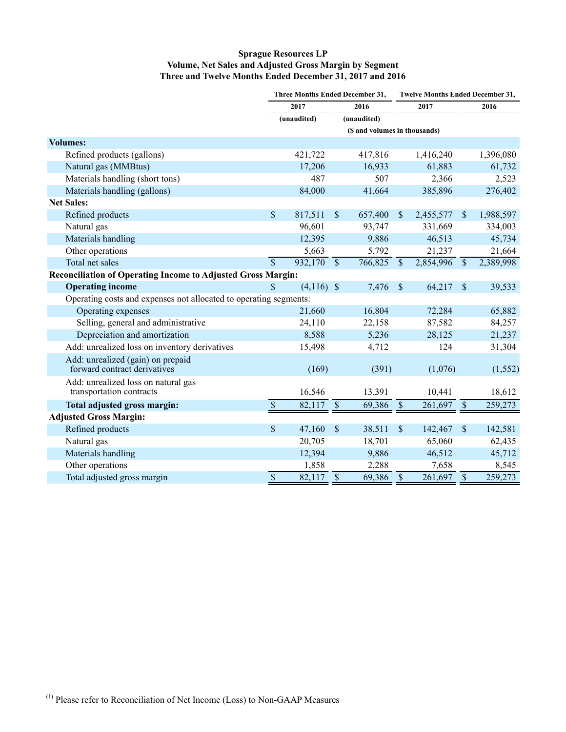**Sprague Resources LP**
**Volume, Net Sales and Adjusted Gross Margin by Segment**
**Three and Twelve Months Ended December 31, 2017 and 2016**

| | Three Months Ended December 31, | | Twelve Months Ended December 31, | |
|---|---|---|---|---|
| | 2017 | 2016 | 2017 | 2016 |
| | (unaudited) | (unaudited) | | |
| | ($ and volumes in thousands) | | | |
| **Volumes:** | | | | |
| Refined products (gallons) | 421,722 | 417,816 | 1,416,240 | 1,396,080 |
| Natural gas (MMBtus) | 17,206 | 16,933 | 61,883 | 61,732 |
| Materials handling (short tons) | 487 | 507 | 2,366 | 2,523 |
| Materials handling (gallons) | 84,000 | 41,664 | 385,896 | 276,402 |
| **Net Sales:** | | | | |
| Refined products | $ 817,511 | $ 657,400 | $ 2,455,577 | $ 1,988,597 |
| Natural gas | 96,601 | 93,747 | 331,669 | 334,003 |
| Materials handling | 12,395 | 9,886 | 46,513 | 45,734 |
| Other operations | 5,663 | 5,792 | 21,237 | 21,664 |
| Total net sales | $ 932,170 | $ 766,825 | $ 2,854,996 | $ 2,389,998 |
| **Reconciliation of Operating Income to Adjusted Gross Margin:** | | | | |
| **Operating income** | $ (4,116) | $ 7,476 | $ 64,217 | $ 39,533 |
| Operating costs and expenses not allocated to operating segments: | | | | |
| Operating expenses | 21,660 | 16,804 | 72,284 | 65,882 |
| Selling, general and administrative | 24,110 | 22,158 | 87,582 | 84,257 |
| Depreciation and amortization | 8,588 | 5,236 | 28,125 | 21,237 |
| Add: unrealized loss on inventory derivatives | 15,498 | 4,712 | 124 | 31,304 |
| Add: unrealized (gain) on prepaid forward contract derivatives | (169) | (391) | (1,076) | (1,552) |
| Add: unrealized loss on natural gas transportation contracts | 16,546 | 13,391 | 10,441 | 18,612 |
| **Total adjusted gross margin:** | $ 82,117 | $ 69,386 | $ 261,697 | $ 259,273 |
| **Adjusted Gross Margin:** | | | | |
| Refined products | $ 47,160 | $ 38,511 | $ 142,467 | $ 142,581 |
| Natural gas | 20,705 | 18,701 | 65,060 | 62,435 |
| Materials handling | 12,394 | 9,886 | 46,512 | 45,712 |
| Other operations | 1,858 | 2,288 | 7,658 | 8,545 |
| Total adjusted gross margin | $ 82,117 | $ 69,386 | $ 261,697 | $ 259,273 |

(1) Please refer to Reconciliation of Net Income (Loss) to Non-GAAP Measures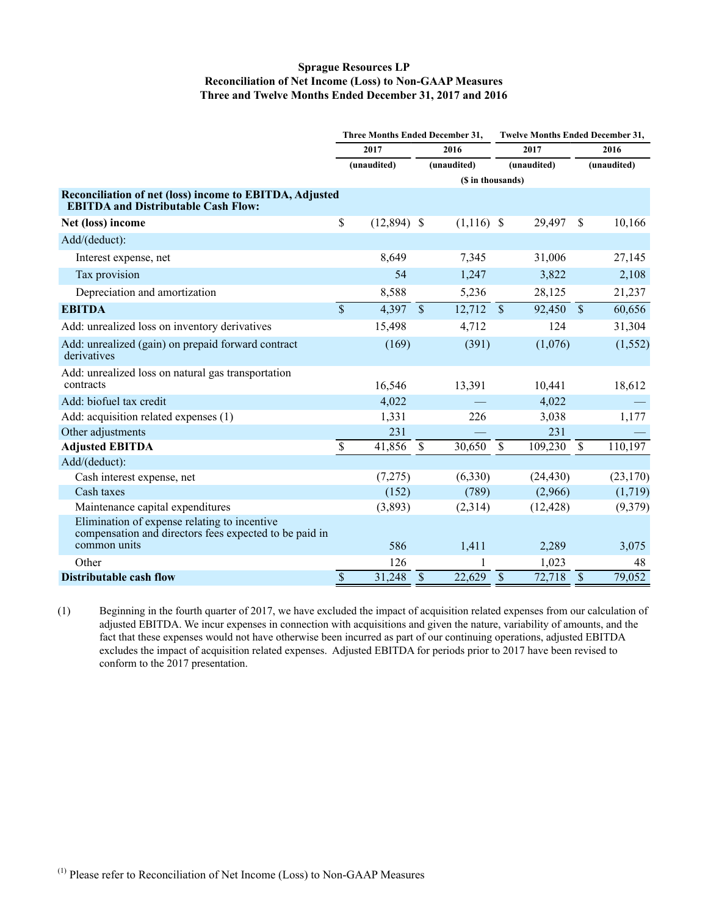**Sprague Resources LP**
**Reconciliation of Net Income (Loss) to Non-GAAP Measures**
**Three and Twelve Months Ended December 31, 2017 and 2016**

| | Three Months Ended December 31, | | Twelve Months Ended December 31, | |
|---|---|---|---|---|
| | 2017 | 2016 | 2017 | 2016 |
| | (unaudited) | (unaudited) | (unaudited) | (unaudited) |
| | ($ in thousands) | | | |
| **Reconciliation of net (loss) income to EBITDA, Adjusted EBITDA and Distributable Cash Flow:** | | | | |
| **Net (loss) income** | $ (12,894) | $ (1,116) | $ 29,497 | $ 10,166 |
| Add/(deduct): | | | | |
| Interest expense, net | 8,649 | 7,345 | 31,006 | 27,145 |
| Tax provision | 54 | 1,247 | 3,822 | 2,108 |
| Depreciation and amortization | 8,588 | 5,236 | 28,125 | 21,237 |
| **EBITDA** | $ 4,397 | $ 12,712 | $ 92,450 | $ 60,656 |
| Add: unrealized loss on inventory derivatives | 15,498 | 4,712 | 124 | 31,304 |
| Add: unrealized (gain) on prepaid forward contract derivatives | (169) | (391) | (1,076) | (1,552) |
| Add: unrealized loss on natural gas transportation contracts | 16,546 | 13,391 | 10,441 | 18,612 |
| Add: biofuel tax credit | 4,022 | — | 4,022 | — |
| Add: acquisition related expenses (1) | 1,331 | 226 | 3,038 | 1,177 |
| Other adjustments | 231 | — | 231 | — |
| **Adjusted EBITDA** | $ 41,856 | $ 30,650 | $ 109,230 | $ 110,197 |
| Add/(deduct): | | | | |
| Cash interest expense, net | (7,275) | (6,330) | (24,430) | (23,170) |
| Cash taxes | (152) | (789) | (2,966) | (1,719) |
| Maintenance capital expenditures | (3,893) | (2,314) | (12,428) | (9,379) |
| Elimination of expense relating to incentive compensation and directors fees expected to be paid in common units | 586 | 1,411 | 2,289 | 3,075 |
| Other | 126 | 1 | 1,023 | 48 |
| **Distributable cash flow** | $ 31,248 | $ 22,629 | $ 72,718 | $ 79,052 |

(1) Beginning in the fourth quarter of 2017, we have excluded the impact of acquisition related expenses from our calculation of adjusted EBITDA. We incur expenses in connection with acquisitions and given the nature, variability of amounts, and the fact that these expenses would not have otherwise been incurred as part of our continuing operations, adjusted EBITDA excludes the impact of acquisition related expenses. Adjusted EBITDA for periods prior to 2017 have been revised to conform to the 2017 presentation.

[1] Please refer to Reconciliation of Net Income (Loss) to Non-GAAP Measures